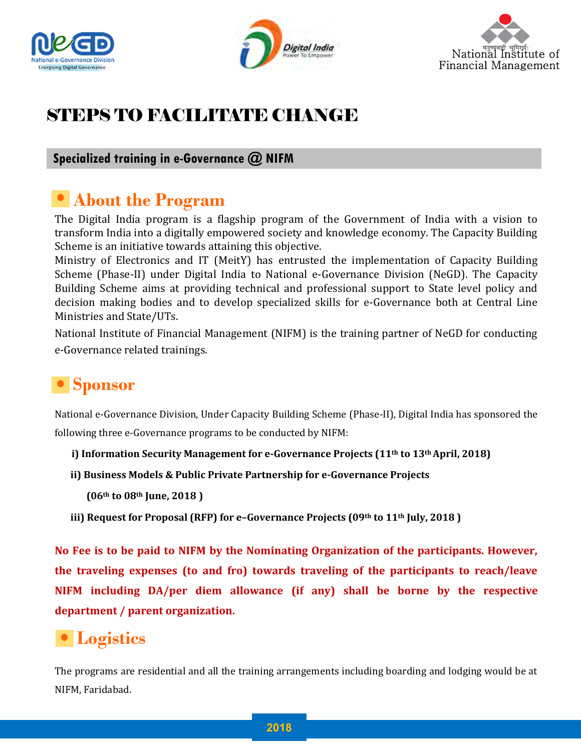National Institute of Financial Management

# STEPS TO FACILITATE CHANGE

**Specialized training in e-Governance @ NIFM**

## About the Program

The Digital India program is a flagship program of the Government of India with a vision to transform India into a digitally empowered society and knowledge economy. The Capacity Building Scheme is an initiative towards attaining this objective.

Ministry of Electronics and IT (MeitY) has entrusted the implementation of Capacity Building Scheme (Phase-II) under Digital India to National e-Governance Division (NeGD). The Capacity Building Scheme aims at providing technical and professional support to State level policy and decision making bodies and to develop specialized skills for e-Governance both at Central Line Ministries and State/UTs.

National Institute of Financial Management (NIFM) is the training partner of NeGD for conducting e-Governance related trainings.

## Sponsor

National e-Governance Division, Under Capacity Building Scheme (Phase-II), Digital India has sponsored the following three e-Governance programs to be conducted by NIFM:

**i) Information Security Management for e-Governance Projects (11th to 13th April, 2018)**

**ii) Business Models & Public Private Partnership for e-Governance Projects (06th to 08th June, 2018 )**

**iii) Request for Proposal (RFP) for e–Governance Projects (09th to 11th July, 2018 )**

**No Fee is to be paid to NIFM by the Nominating Organization of the participants. However, the traveling expenses (to and fro) towards traveling of the participants to reach/leave NIFM including DA/per diem allowance (if any) shall be borne by the respective department / parent organization.**

## Logistics

The programs are residential and all the training arrangements including boarding and lodging would be at NIFM, Faridabad.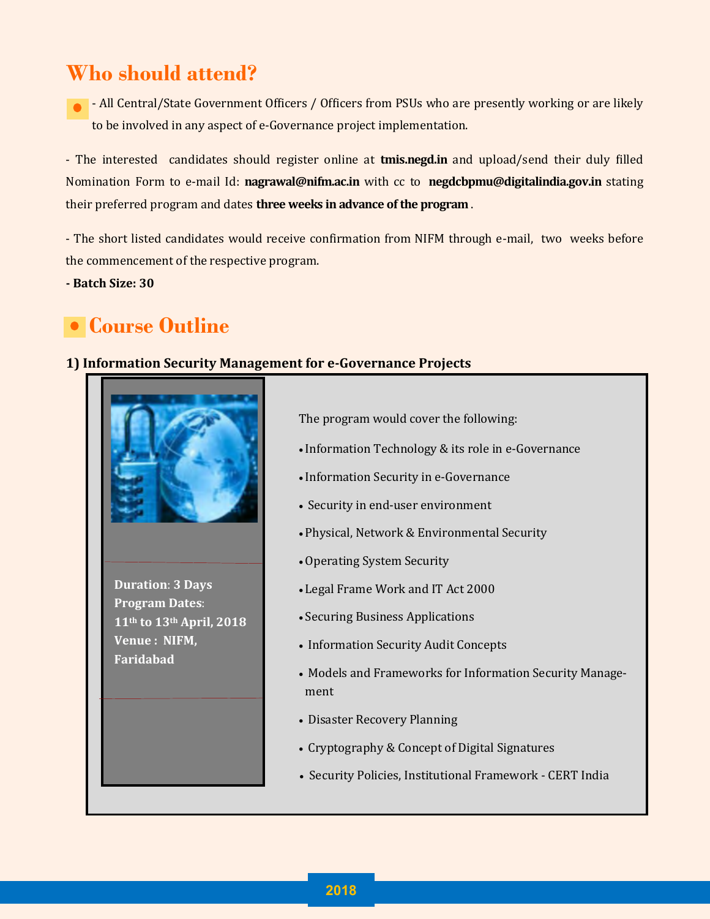## Who should attend?

- All Central/State Government Officers / Officers from PSUs who are presently working or are likely to be involved in any aspect of e-Governance project implementation.

- The interested candidates should register online at **tmis.negd.in** and upload/send their duly filled Nomination Form to e-mail Id: **nagrawal@nifm.ac.in** with cc to **negdcbpmu@digitalindia.gov.in** stating their preferred program and dates **three weeks in advance of the program** .

- The short listed candidates would receive confirmation from NIFM through e-mail, two weeks before the commencement of the respective program.

**- Batch Size: 30**

## Course Outline

### 1) Information Security Management for e-Governance Projects

**Duration**: **3 Days**
**Program Dates**:
**11th to 13th April, 2018**
**Venue : NIFM, Faridabad**

The program would cover the following:

- Information Technology & its role in e-Governance
- Information Security in e-Governance
- Security in end-user environment
- Physical, Network & Environmental Security
- Operating System Security
- Legal Frame Work and IT Act 2000
- Securing Business Applications
- Information Security Audit Concepts
- Models and Frameworks for Information Security Management
- Disaster Recovery Planning
- Cryptography & Concept of Digital Signatures
- Security Policies, Institutional Framework - CERT India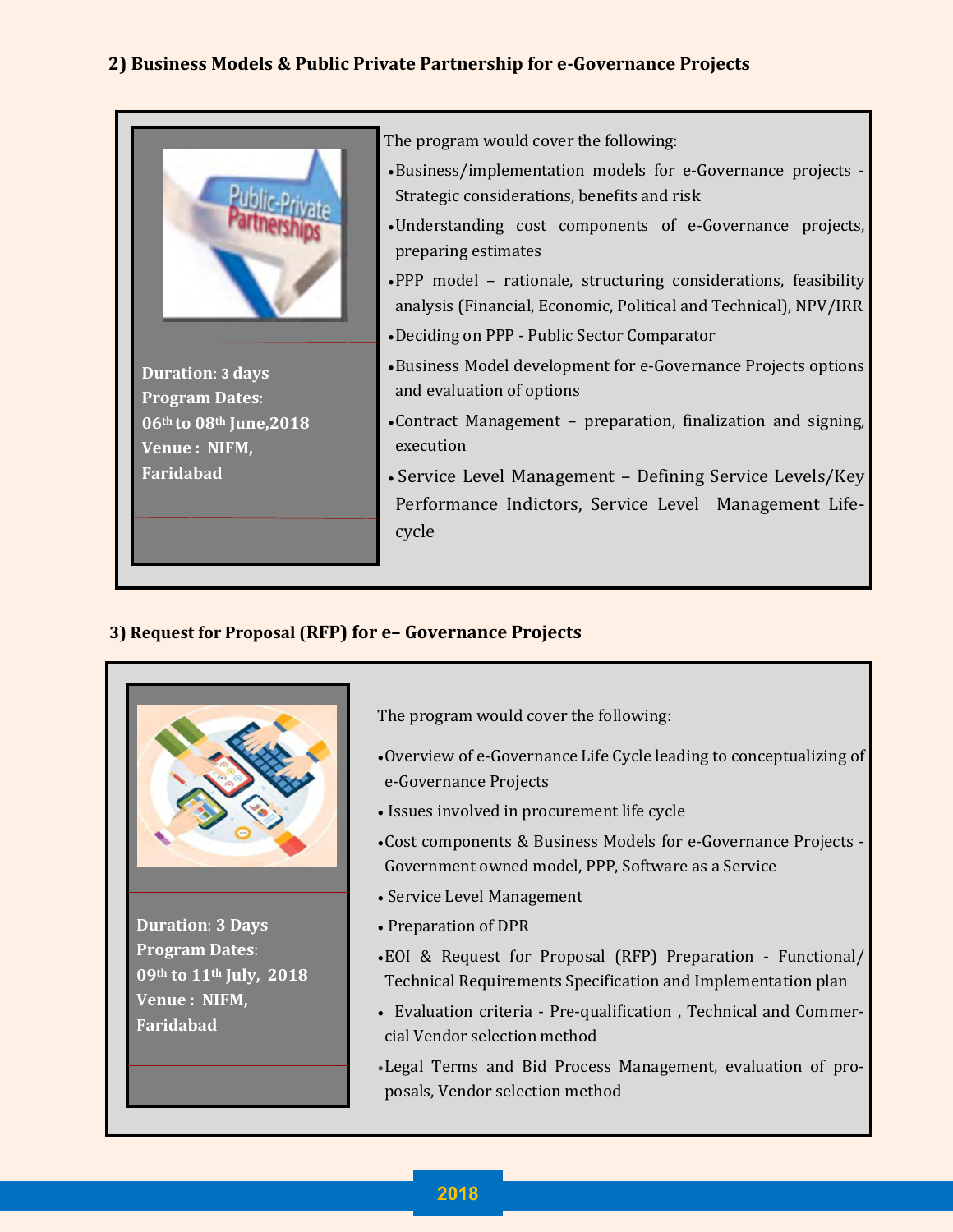## 2) Business Models & Public Private Partnership for e-Governance Projects

**Duration**: 3 days
**Program Dates**:
06th to 08th June,2018
**Venue : NIFM,**
**Faridabad**

The program would cover the following:

- Business/implementation models for e-Governance projects - Strategic considerations, benefits and risk
- Understanding cost components of e-Governance projects, preparing estimates
- PPP model – rationale, structuring considerations, feasibility analysis (Financial, Economic, Political and Technical), NPV/IRR
- Deciding on PPP - Public Sector Comparator
- Business Model development for e-Governance Projects options and evaluation of options
- Contract Management – preparation, finalization and signing, execution
- Service Level Management – Defining Service Levels/Key Performance Indictors, Service Level Management Life-cycle

## 3) Request for Proposal (RFP) for e– Governance Projects

**Duration**: 3 Days
**Program Dates**:
09th to 11th July, 2018
**Venue : NIFM,**
**Faridabad**

The program would cover the following:

- Overview of e-Governance Life Cycle leading to conceptualizing of e-Governance Projects
- Issues involved in procurement life cycle
- Cost components & Business Models for e-Governance Projects - Government owned model, PPP, Software as a Service
- Service Level Management
- Preparation of DPR
- EOI & Request for Proposal (RFP) Preparation - Functional/ Technical Requirements Specification and Implementation plan
- Evaluation criteria - Pre-qualification , Technical and Commercial Vendor selection method
- Legal Terms and Bid Process Management, evaluation of proposals, Vendor selection method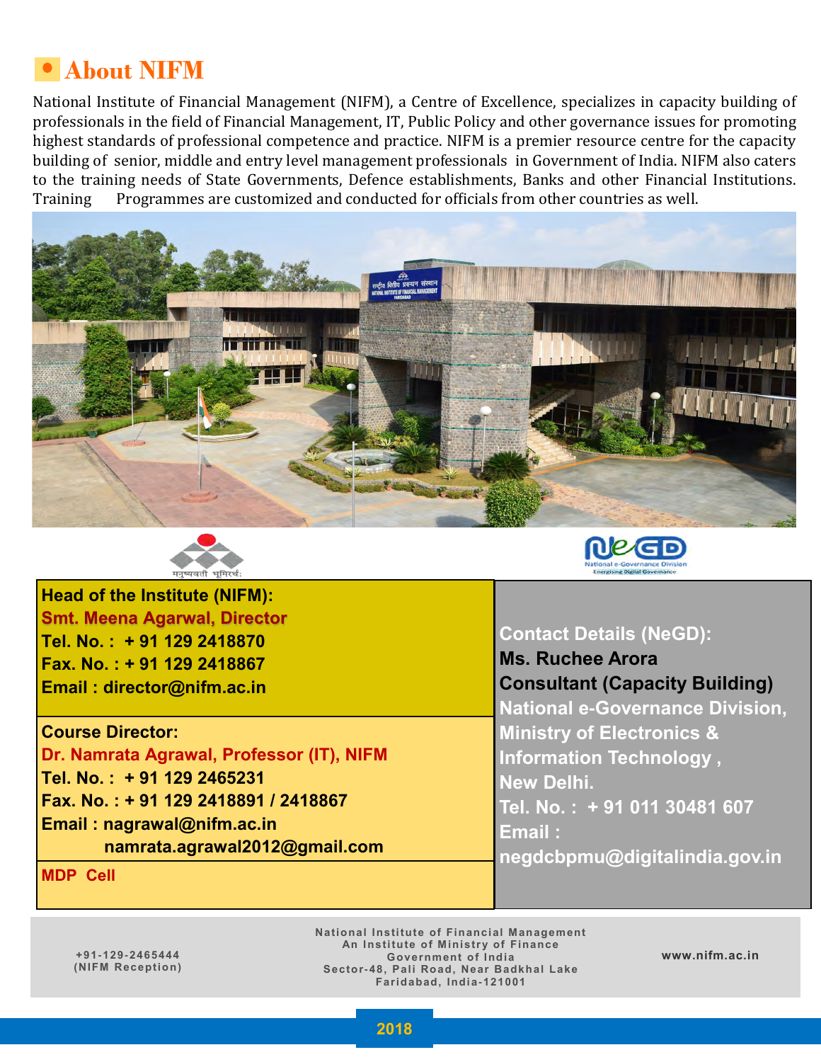## About NIFM

National Institute of Financial Management (NIFM), a Centre of Excellence, specializes in capacity building of professionals in the field of Financial Management, IT, Public Policy and other governance issues for promoting highest standards of professional competence and practice. NIFM is a premier resource centre for the capacity building of senior, middle and entry level management professionals in Government of India. NIFM also caters to the training needs of State Governments, Defence establishments, Banks and other Financial Institutions. Training Programmes are customized and conducted for officials from other countries as well.

मनुष्यवती भूमिरर्थः

**Head of the Institute (NIFM):**
**Smt. Meena Agarwal, Director**
**Tel. No. : + 91 129 2418870**
**Fax. No. : + 91 129 2418867**
**Email : director@nifm.ac.in**

**Course Director:**
**Dr. Namrata Agrawal, Professor (IT), NIFM**
**Tel. No. : + 91 129 2465231**
**Fax. No. : + 91 129 2418891 / 2418867**
**Email : nagrawal@nifm.ac.in**
**namrata.agrawal2012@gmail.com**

**MDP Cell**

NeGD
National e-Governance Division
Energising Digital Governance

**Contact Details (NeGD):**
**Ms. Ruchee Arora**
**Consultant (Capacity Building)**
**National e-Governance Division,**
**Ministry of Electronics & Information Technology ,**
**New Delhi.**
**Tel. No. : + 91 011 30481 607**
**Email : negdcbpmu@digitalindia.gov.in**

+91-129-2465444
(NIFM Reception)

National Institute of Financial Management
An Institute of Ministry of Finance
Government of India
Sector-48, Pali Road, Near Badkhal Lake
Faridabad, India-121001

www.nifm.ac.in

2018